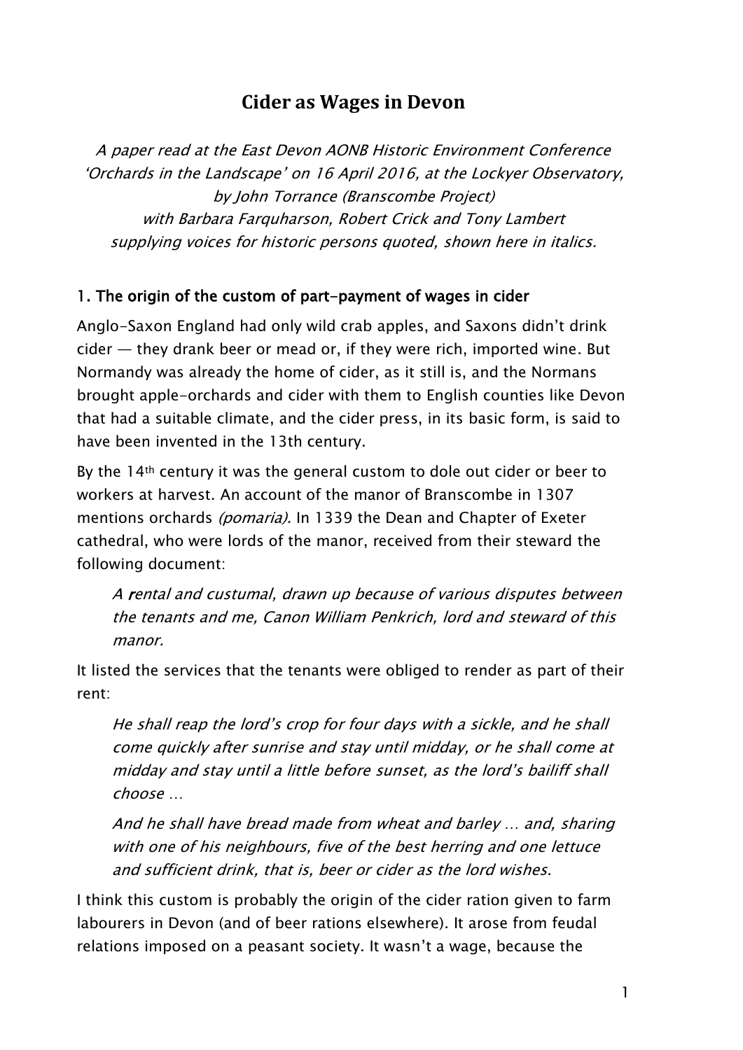# Cider as Wages in Devon

*A paper read at the East Devon AONB Historic Environment Conference 'Orchards in the Landscape' on 16 April 2016, at the Lockyer Observatory, by John Torrance (Branscombe Project) with Barbara Farquharson, Robert Crick and Tony Lambert supplying voices for historic persons quoted, shown here in italics.*

## 1. The origin of the custom of part-payment of wages in cider

Anglo-Saxon England had only wild crab apples, and Saxons didn't drink cider — they drank beer or mead or, if they were rich, imported wine. But Normandy was already the home of cider, as it still is, and the Normans brought apple-orchards and cider with them to English counties like Devon that had a suitable climate, and the cider press, in its basic form, is said to have been invented in the 13th century.

By the 14th century it was the general custom to dole out cider or beer to workers at harvest. An account of the manor of Branscombe in 1307 mentions orchards *(pomaria).* In 1339 the Dean and Chapter of Exeter cathedral, who were lords of the manor, received from their steward the following document:

> *A rental and custumal, drawn up because of various disputes between the tenants and me, Canon William Penkrich, lord and steward of this manor.*

It listed the services that the tenants were obliged to render as part of their rent:

> *He shall reap the lord's crop for four days with a sickle, and he shall come quickly after sunrise and stay until midday, or he shall come at midday and stay until a little before sunset, as the lord's bailiff shall choose …*
>
> *And he shall have bread made from wheat and barley … and, sharing with one of his neighbours, five of the best herring and one lettuce and sufficient drink, that is, beer or cider as the lord wishes.*

I think this custom is probably the origin of the cider ration given to farm labourers in Devon (and of beer rations elsewhere). It arose from feudal relations imposed on a peasant society. It wasn't a wage, because the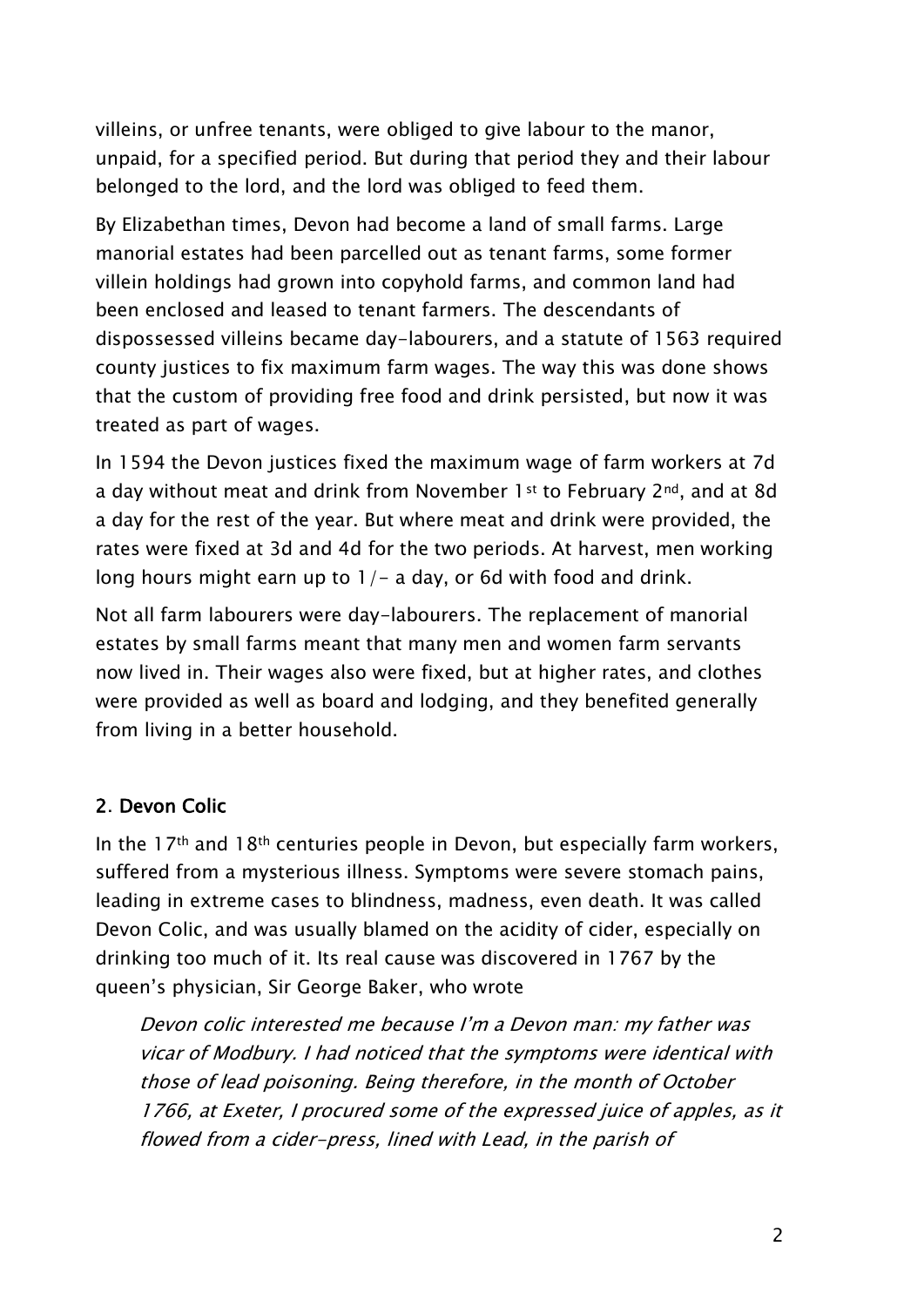villeins, or unfree tenants, were obliged to give labour to the manor, unpaid, for a specified period. But during that period they and their labour belonged to the lord, and the lord was obliged to feed them.

By Elizabethan times, Devon had become a land of small farms. Large manorial estates had been parcelled out as tenant farms, some former villein holdings had grown into copyhold farms, and common land had been enclosed and leased to tenant farmers. The descendants of dispossessed villeins became day-labourers, and a statute of 1563 required county justices to fix maximum farm wages. The way this was done shows that the custom of providing free food and drink persisted, but now it was treated as part of wages.

In 1594 the Devon justices fixed the maximum wage of farm workers at 7d a day without meat and drink from November 1st to February 2nd, and at 8d a day for the rest of the year. But where meat and drink were provided, the rates were fixed at 3d and 4d for the two periods. At harvest, men working long hours might earn up to 1/- a day, or 6d with food and drink.

Not all farm labourers were day-labourers. The replacement of manorial estates by small farms meant that many men and women farm servants now lived in. Their wages also were fixed, but at higher rates, and clothes were provided as well as board and lodging, and they benefited generally from living in a better household.

## 2. Devon Colic

In the 17th and 18th centuries people in Devon, but especially farm workers, suffered from a mysterious illness. Symptoms were severe stomach pains, leading in extreme cases to blindness, madness, even death. It was called Devon Colic, and was usually blamed on the acidity of cider, especially on drinking too much of it. Its real cause was discovered in 1767 by the queen's physician, Sir George Baker, who wrote

> *Devon colic interested me because I'm a Devon man: my father was vicar of Modbury. I had noticed that the symptoms were identical with those of lead poisoning. Being therefore, in the month of October 1766, at Exeter, I procured some of the expressed juice of apples, as it flowed from a cider-press, lined with Lead, in the parish of*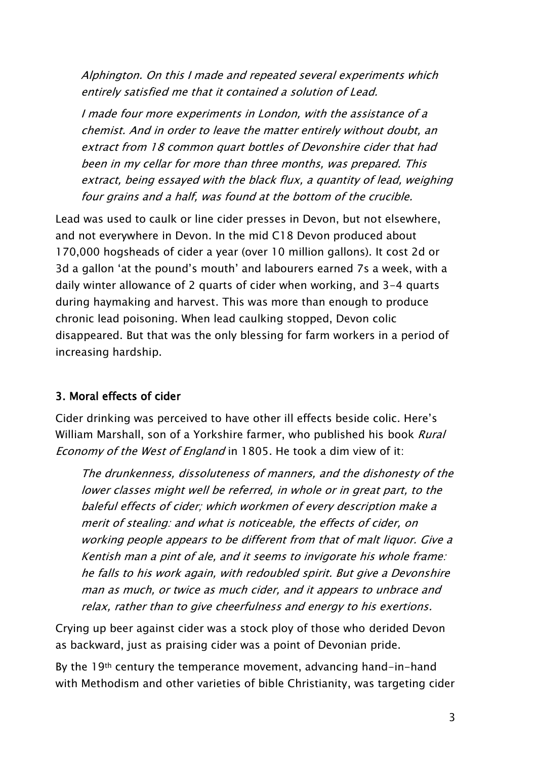*Alphington. On this I made and repeated several experiments which entirely satisfied me that it contained a solution of Lead.*

> *I made four more experiments in London, with the assistance of a chemist. And in order to leave the matter entirely without doubt, an extract from 18 common quart bottles of Devonshire cider that had been in my cellar for more than three months, was prepared. This extract, being essayed with the black flux, a quantity of lead, weighing four grains and a half, was found at the bottom of the crucible.*

Lead was used to caulk or line cider presses in Devon, but not elsewhere, and not everywhere in Devon. In the mid C18 Devon produced about 170,000 hogsheads of cider a year (over 10 million gallons). It cost 2d or 3d a gallon 'at the pound's mouth' and labourers earned 7s a week, with a daily winter allowance of 2 quarts of cider when working, and 3-4 quarts during haymaking and harvest. This was more than enough to produce chronic lead poisoning. When lead caulking stopped, Devon colic disappeared. But that was the only blessing for farm workers in a period of increasing hardship.

## 3. Moral effects of cider

Cider drinking was perceived to have other ill effects beside colic. Here's William Marshall, son of a Yorkshire farmer, who published his book *Rural Economy of the West of England* in 1805. He took a dim view of it:

> *The drunkenness, dissoluteness of manners, and the dishonesty of the lower classes might well be referred, in whole or in great part, to the baleful effects of cider; which workmen of every description make a merit of stealing: and what is noticeable, the effects of cider, on working people appears to be different from that of malt liquor. Give a Kentish man a pint of ale, and it seems to invigorate his whole frame: he falls to his work again, with redoubled spirit. But give a Devonshire man as much, or twice as much cider, and it appears to unbrace and relax, rather than to give cheerfulness and energy to his exertions.*

Crying up beer against cider was a stock ploy of those who derided Devon as backward, just as praising cider was a point of Devonian pride.

By the 19th century the temperance movement, advancing hand-in-hand with Methodism and other varieties of bible Christianity, was targeting cider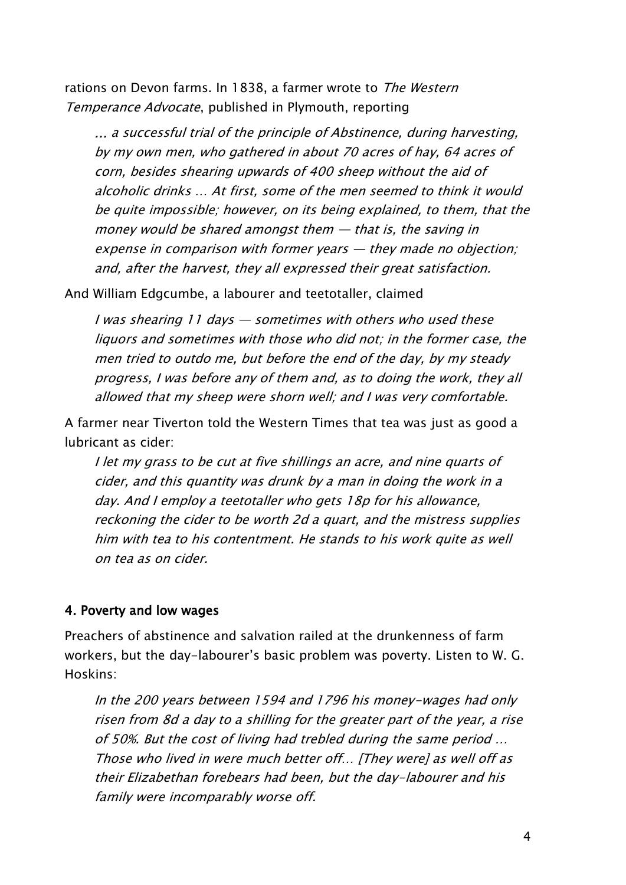rations on Devon farms. In 1838, a farmer wrote to *The Western Temperance Advocate*, published in Plymouth, reporting

> *… a successful trial of the principle of Abstinence, during harvesting, by my own men, who gathered in about 70 acres of hay, 64 acres of corn, besides shearing upwards of 400 sheep without the aid of alcoholic drinks … At first, some of the men seemed to think it would be quite impossible; however, on its being explained, to them, that the money would be shared amongst them — that is, the saving in expense in comparison with former years — they made no objection; and, after the harvest, they all expressed their great satisfaction.*

And William Edgcumbe, a labourer and teetotaller, claimed

> *I was shearing 11 days — sometimes with others who used these liquors and sometimes with those who did not; in the former case, the men tried to outdo me, but before the end of the day, by my steady progress, I was before any of them and, as to doing the work, they all allowed that my sheep were shorn well; and I was very comfortable.*

A farmer near Tiverton told the Western Times that tea was just as good a lubricant as cider:

> *I let my grass to be cut at five shillings an acre, and nine quarts of cider, and this quantity was drunk by a man in doing the work in a day. And I employ a teetotaller who gets 18p for his allowance, reckoning the cider to be worth 2d a quart, and the mistress supplies him with tea to his contentment. He stands to his work quite as well on tea as on cider.*

#### 4. Poverty and low wages

Preachers of abstinence and salvation railed at the drunkenness of farm workers, but the day-labourer's basic problem was poverty. Listen to W. G. Hoskins:

> *In the 200 years between 1594 and 1796 his money-wages had only risen from 8d a day to a shilling for the greater part of the year, a rise of 50%. But the cost of living had trebled during the same period … Those who lived in were much better off… [They were] as well off as their Elizabethan forebears had been, but the day-labourer and his family were incomparably worse off.*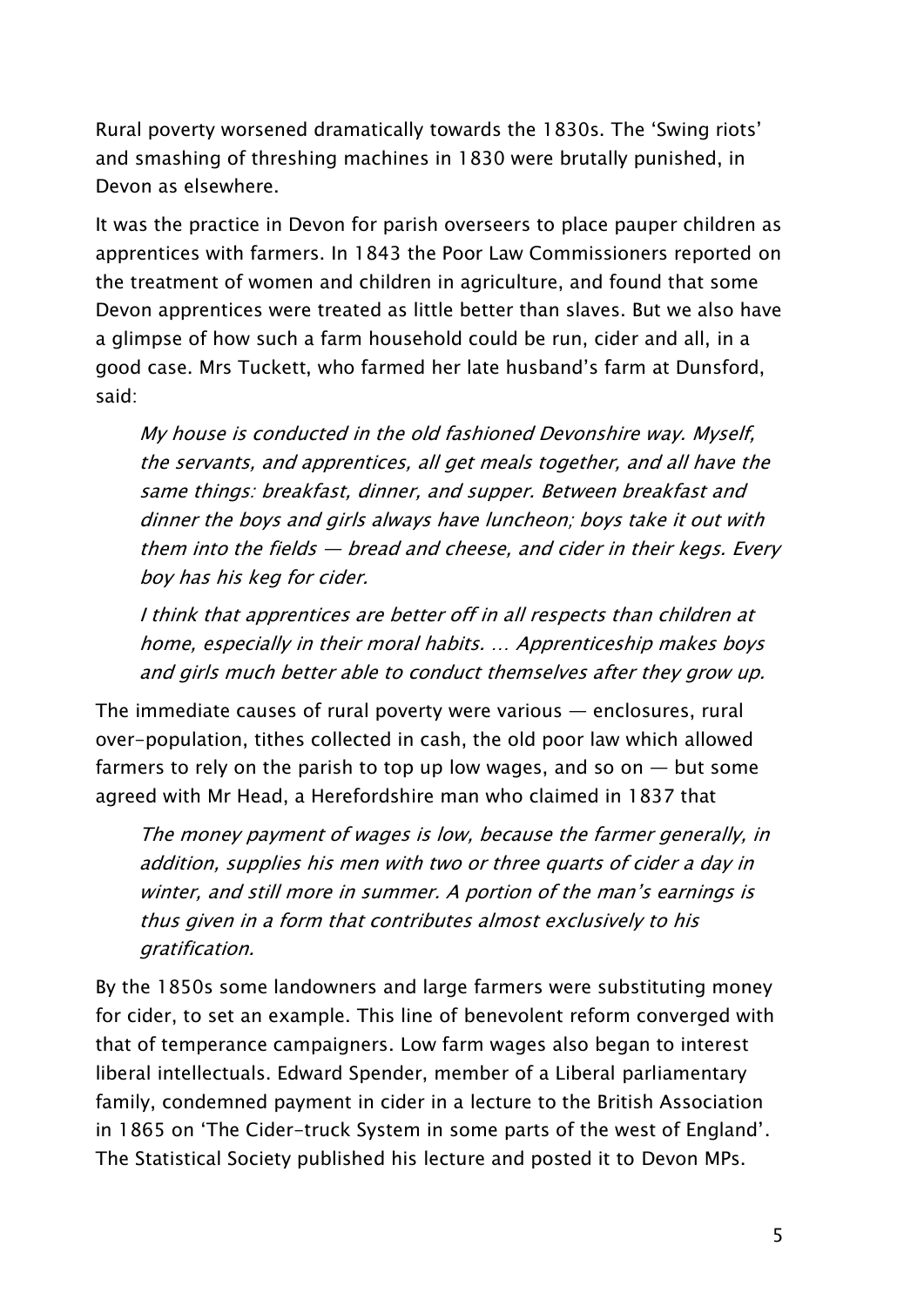Rural poverty worsened dramatically towards the 1830s. The 'Swing riots' and smashing of threshing machines in 1830 were brutally punished, in Devon as elsewhere.

It was the practice in Devon for parish overseers to place pauper children as apprentices with farmers. In 1843 the Poor Law Commissioners reported on the treatment of women and children in agriculture, and found that some Devon apprentices were treated as little better than slaves. But we also have a glimpse of how such a farm household could be run, cider and all, in a good case. Mrs Tuckett, who farmed her late husband's farm at Dunsford, said:

> *My house is conducted in the old fashioned Devonshire way. Myself, the servants, and apprentices, all get meals together, and all have the same things: breakfast, dinner, and supper. Between breakfast and dinner the boys and girls always have luncheon; boys take it out with them into the fields — bread and cheese, and cider in their kegs. Every boy has his keg for cider.*
>
> *I think that apprentices are better off in all respects than children at home, especially in their moral habits. … Apprenticeship makes boys and girls much better able to conduct themselves after they grow up.*

The immediate causes of rural poverty were various — enclosures, rural over-population, tithes collected in cash, the old poor law which allowed farmers to rely on the parish to top up low wages, and so on — but some agreed with Mr Head, a Herefordshire man who claimed in 1837 that

> *The money payment of wages is low, because the farmer generally, in addition, supplies his men with two or three quarts of cider a day in winter, and still more in summer. A portion of the man's earnings is thus given in a form that contributes almost exclusively to his gratification.*

By the 1850s some landowners and large farmers were substituting money for cider, to set an example. This line of benevolent reform converged with that of temperance campaigners. Low farm wages also began to interest liberal intellectuals. Edward Spender, member of a Liberal parliamentary family, condemned payment in cider in a lecture to the British Association in 1865 on 'The Cider-truck System in some parts of the west of England'. The Statistical Society published his lecture and posted it to Devon MPs.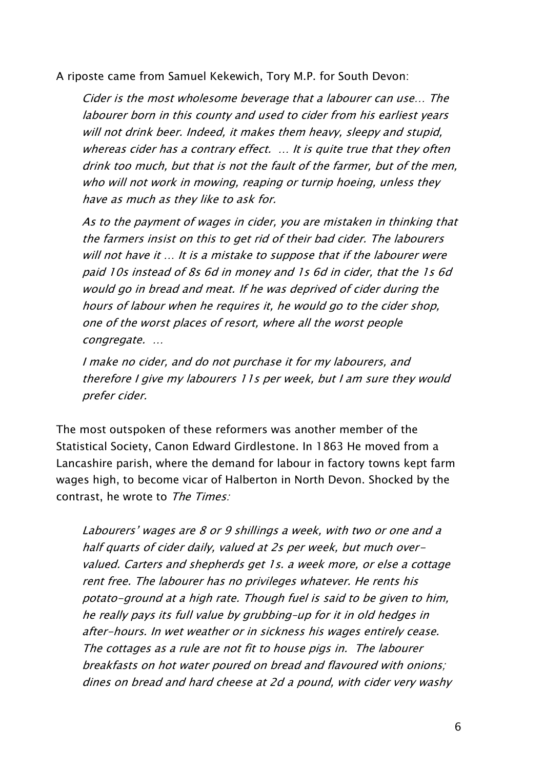A riposte came from Samuel Kekewich, Tory M.P. for South Devon:

> *Cider is the most wholesome beverage that a labourer can use… The labourer born in this county and used to cider from his earliest years will not drink beer. Indeed, it makes them heavy, sleepy and stupid, whereas cider has a contrary effect. … It is quite true that they often drink too much, but that is not the fault of the farmer, but of the men, who will not work in mowing, reaping or turnip hoeing, unless they have as much as they like to ask for.*
>
> *As to the payment of wages in cider, you are mistaken in thinking that the farmers insist on this to get rid of their bad cider. The labourers will not have it … It is a mistake to suppose that if the labourer were paid 10s instead of 8s 6d in money and 1s 6d in cider, that the 1s 6d would go in bread and meat. If he was deprived of cider during the hours of labour when he requires it, he would go to the cider shop, one of the worst places of resort, where all the worst people congregate. …*
>
> *I make no cider, and do not purchase it for my labourers, and therefore I give my labourers 11s per week, but I am sure they would prefer cider.*

The most outspoken of these reformers was another member of the Statistical Society, Canon Edward Girdlestone. In 1863 He moved from a Lancashire parish, where the demand for labour in factory towns kept farm wages high, to become vicar of Halberton in North Devon. Shocked by the contrast, he wrote to *The Times:*

> *Labourers' wages are 8 or 9 shillings a week, with two or one and a half quarts of cider daily, valued at 2s per week, but much over-valued. Carters and shepherds get 1s. a week more, or else a cottage rent free. The labourer has no privileges whatever. He rents his potato-ground at a high rate. Though fuel is said to be given to him, he really pays its full value by grubbing-up for it in old hedges in after-hours. In wet weather or in sickness his wages entirely cease. The cottages as a rule are not fit to house pigs in. The labourer breakfasts on hot water poured on bread and flavoured with onions; dines on bread and hard cheese at 2d a pound, with cider very washy*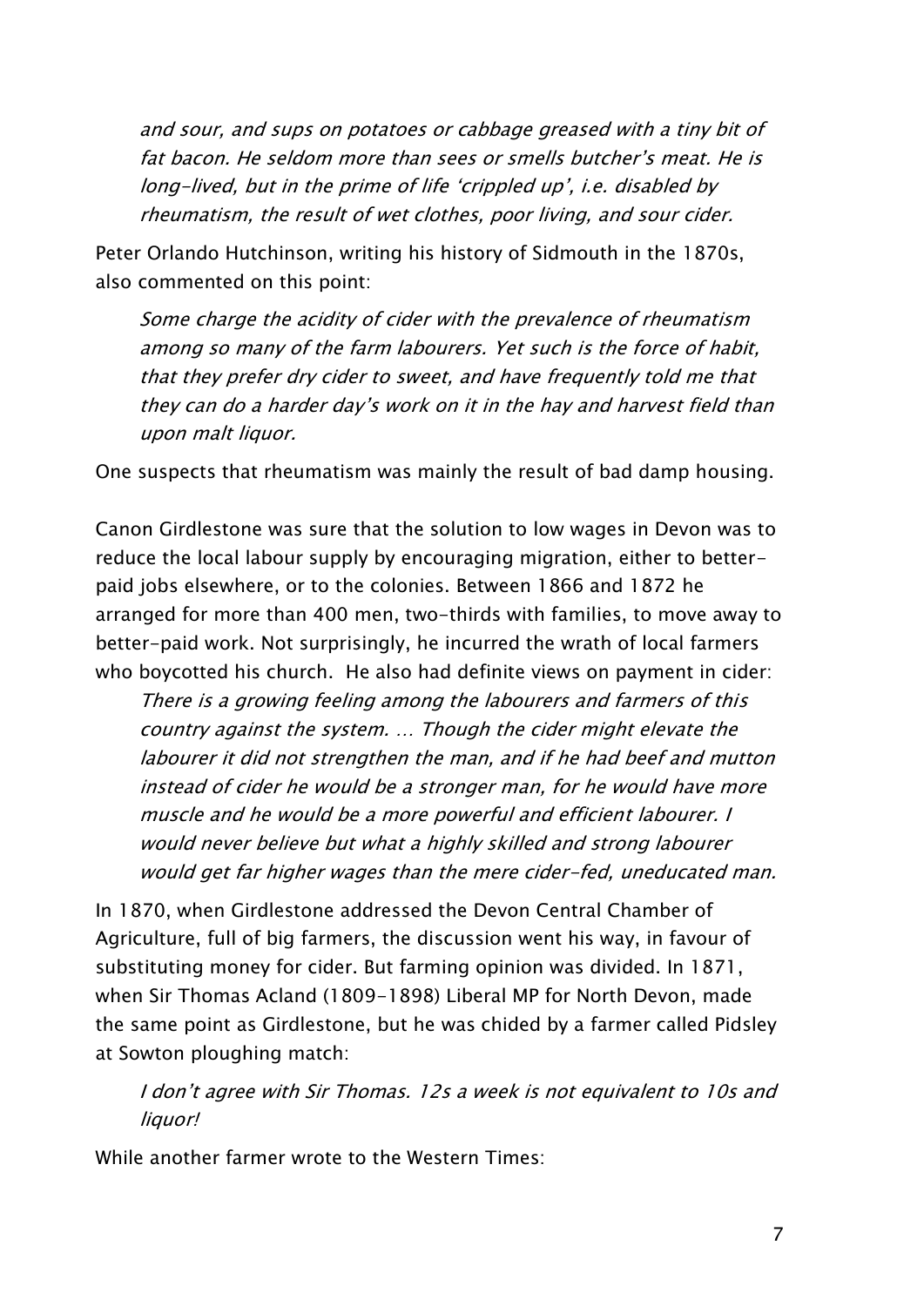*and sour, and sups on potatoes or cabbage greased with a tiny bit of fat bacon. He seldom more than sees or smells butcher's meat. He is long-lived, but in the prime of life 'crippled up', i.e. disabled by rheumatism, the result of wet clothes, poor living, and sour cider.*

Peter Orlando Hutchinson, writing his history of Sidmouth in the 1870s, also commented on this point:

> *Some charge the acidity of cider with the prevalence of rheumatism among so many of the farm labourers. Yet such is the force of habit, that they prefer dry cider to sweet, and have frequently told me that they can do a harder day's work on it in the hay and harvest field than upon malt liquor.*

One suspects that rheumatism was mainly the result of bad damp housing.

Canon Girdlestone was sure that the solution to low wages in Devon was to reduce the local labour supply by encouraging migration, either to better-paid jobs elsewhere, or to the colonies. Between 1866 and 1872 he arranged for more than 400 men, two-thirds with families, to move away to better-paid work. Not surprisingly, he incurred the wrath of local farmers who boycotted his church. He also had definite views on payment in cider:

> *There is a growing feeling among the labourers and farmers of this country against the system. … Though the cider might elevate the labourer it did not strengthen the man, and if he had beef and mutton instead of cider he would be a stronger man, for he would have more muscle and he would be a more powerful and efficient labourer. I would never believe but what a highly skilled and strong labourer would get far higher wages than the mere cider-fed, uneducated man.*

In 1870, when Girdlestone addressed the Devon Central Chamber of Agriculture, full of big farmers, the discussion went his way, in favour of substituting money for cider. But farming opinion was divided. In 1871, when Sir Thomas Acland (1809-1898) Liberal MP for North Devon, made the same point as Girdlestone, but he was chided by a farmer called Pidsley at Sowton ploughing match:

> *I don't agree with Sir Thomas. 12s a week is not equivalent to 10s and liquor!*

While another farmer wrote to the Western Times: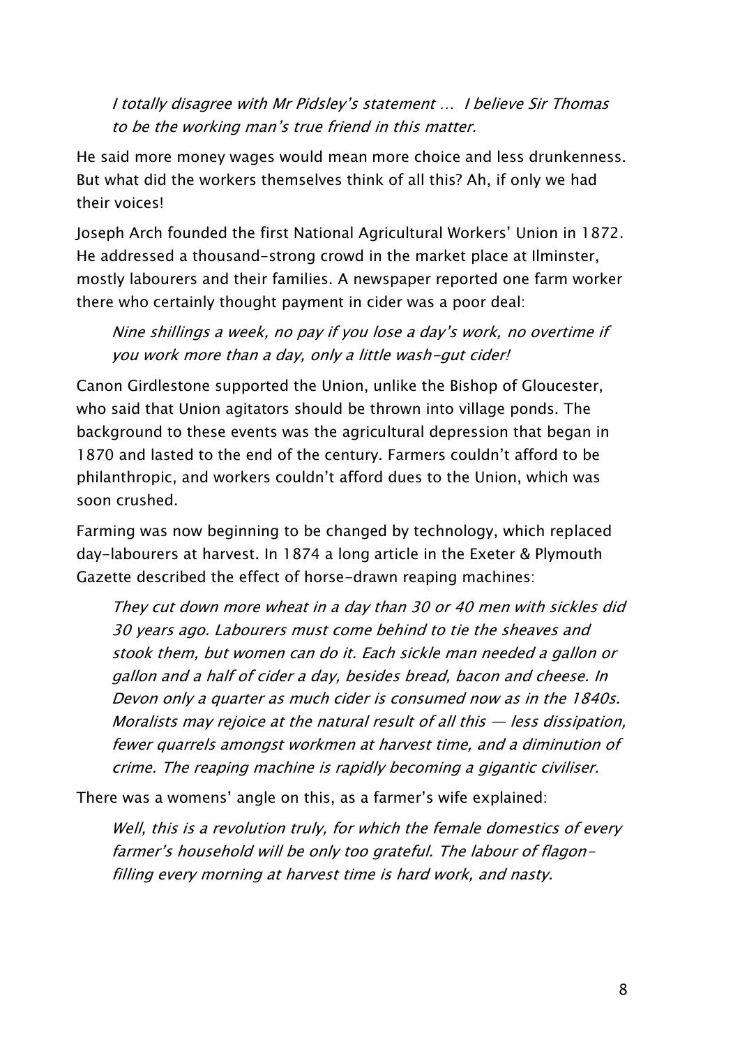> *I totally disagree with Mr Pidsley's statement … I believe Sir Thomas to be the working man's true friend in this matter.*

He said more money wages would mean more choice and less drunkenness. But what did the workers themselves think of all this? Ah, if only we had their voices!

Joseph Arch founded the first National Agricultural Workers' Union in 1872. He addressed a thousand-strong crowd in the market place at Ilminster, mostly labourers and their families. A newspaper reported one farm worker there who certainly thought payment in cider was a poor deal:

> *Nine shillings a week, no pay if you lose a day's work, no overtime if you work more than a day, only a little wash-gut cider!*

Canon Girdlestone supported the Union, unlike the Bishop of Gloucester, who said that Union agitators should be thrown into village ponds. The background to these events was the agricultural depression that began in 1870 and lasted to the end of the century. Farmers couldn't afford to be philanthropic, and workers couldn't afford dues to the Union, which was soon crushed.

Farming was now beginning to be changed by technology, which replaced day-labourers at harvest. In 1874 a long article in the Exeter & Plymouth Gazette described the effect of horse-drawn reaping machines:

> *They cut down more wheat in a day than 30 or 40 men with sickles did 30 years ago. Labourers must come behind to tie the sheaves and stook them, but women can do it. Each sickle man needed a gallon or gallon and a half of cider a day, besides bread, bacon and cheese. In Devon only a quarter as much cider is consumed now as in the 1840s. Moralists may rejoice at the natural result of all this — less dissipation, fewer quarrels amongst workmen at harvest time, and a diminution of crime. The reaping machine is rapidly becoming a gigantic civiliser.*

There was a womens' angle on this, as a farmer's wife explained:

> *Well, this is a revolution truly, for which the female domestics of every farmer's household will be only too grateful. The labour of flagon-filling every morning at harvest time is hard work, and nasty.*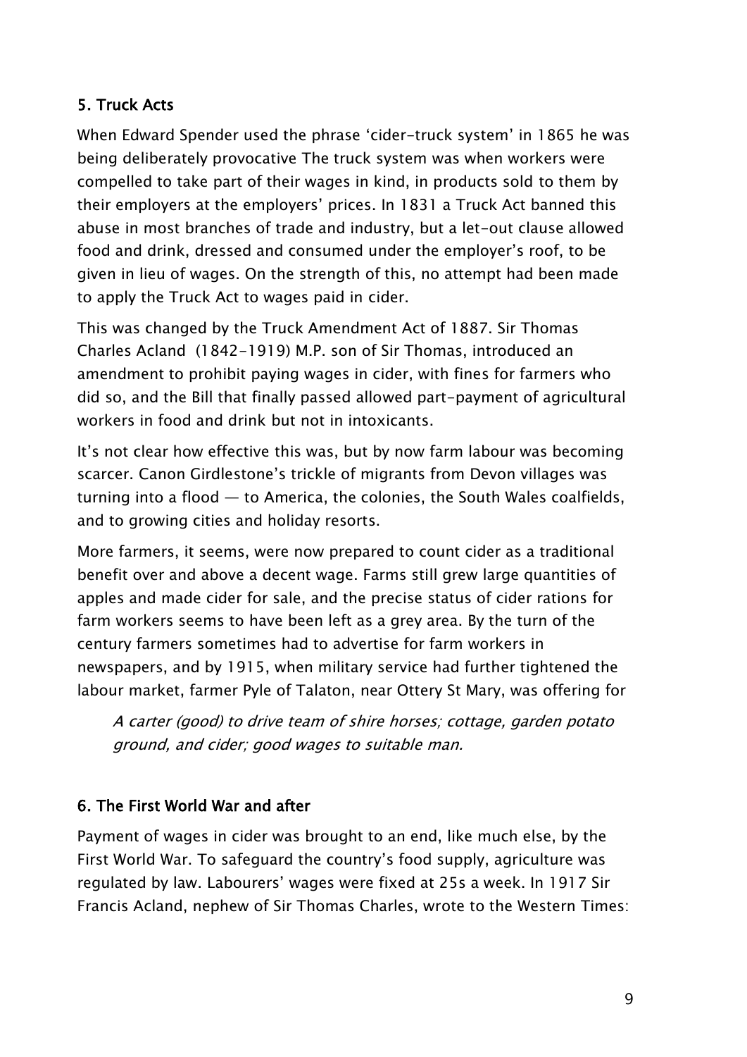## 5. Truck Acts

When Edward Spender used the phrase 'cider-truck system' in 1865 he was being deliberately provocative The truck system was when workers were compelled to take part of their wages in kind, in products sold to them by their employers at the employers' prices. In 1831 a Truck Act banned this abuse in most branches of trade and industry, but a let-out clause allowed food and drink, dressed and consumed under the employer's roof, to be given in lieu of wages. On the strength of this, no attempt had been made to apply the Truck Act to wages paid in cider.

This was changed by the Truck Amendment Act of 1887. Sir Thomas Charles Acland (1842-1919) M.P. son of Sir Thomas, introduced an amendment to prohibit paying wages in cider, with fines for farmers who did so, and the Bill that finally passed allowed part-payment of agricultural workers in food and drink but not in intoxicants.

It's not clear how effective this was, but by now farm labour was becoming scarcer. Canon Girdlestone's trickle of migrants from Devon villages was turning into a flood — to America, the colonies, the South Wales coalfields, and to growing cities and holiday resorts.

More farmers, it seems, were now prepared to count cider as a traditional benefit over and above a decent wage. Farms still grew large quantities of apples and made cider for sale, and the precise status of cider rations for farm workers seems to have been left as a grey area. By the turn of the century farmers sometimes had to advertise for farm workers in newspapers, and by 1915, when military service had further tightened the labour market, farmer Pyle of Talaton, near Ottery St Mary, was offering for

> *A carter (good) to drive team of shire horses; cottage, garden potato ground, and cider; good wages to suitable man.*

## 6. The First World War and after

Payment of wages in cider was brought to an end, like much else, by the First World War. To safeguard the country's food supply, agriculture was regulated by law. Labourers' wages were fixed at 25s a week. In 1917 Sir Francis Acland, nephew of Sir Thomas Charles, wrote to the Western Times: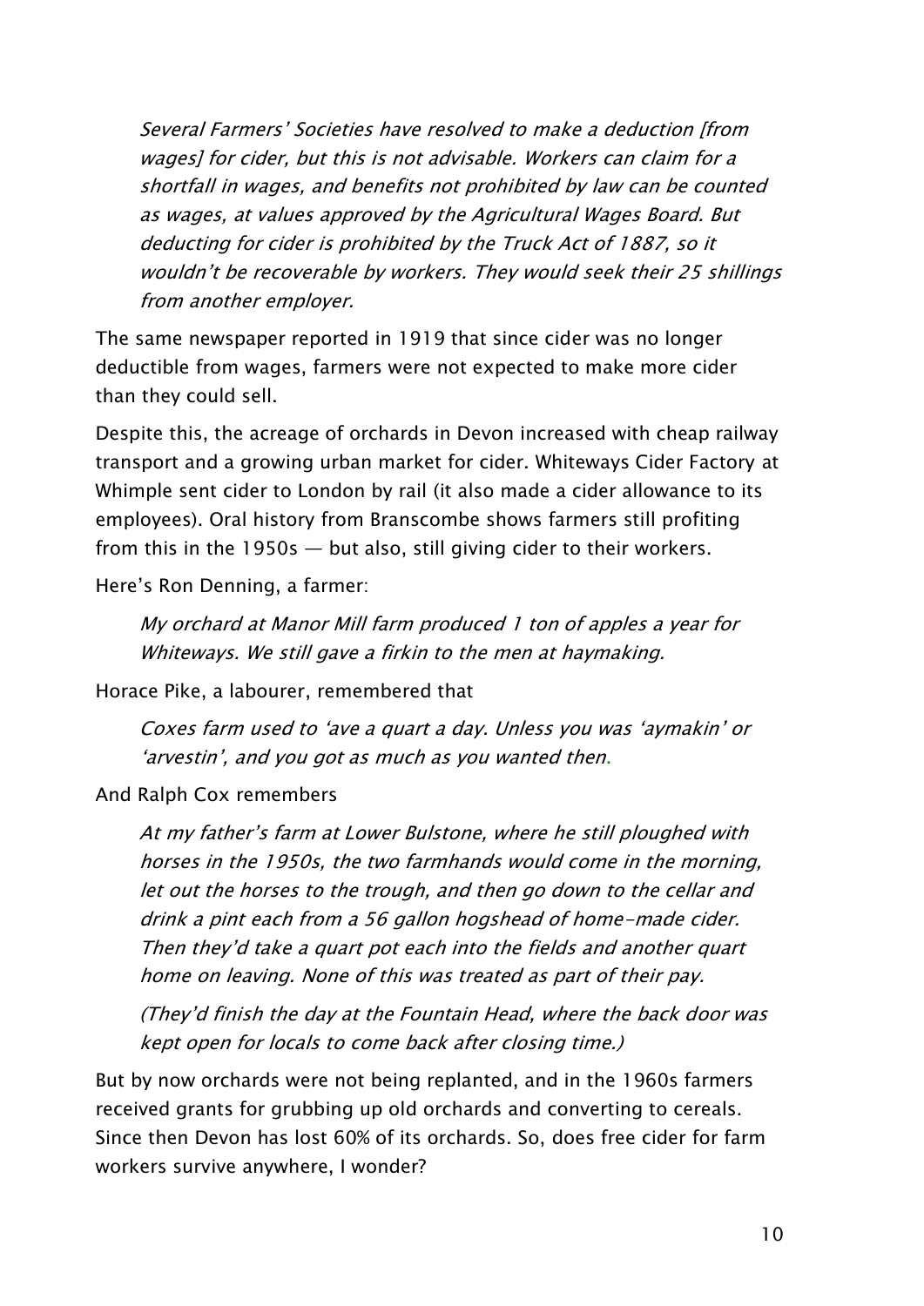> *Several Farmers' Societies have resolved to make a deduction [from wages] for cider, but this is not advisable. Workers can claim for a shortfall in wages, and benefits not prohibited by law can be counted as wages, at values approved by the Agricultural Wages Board. But deducting for cider is prohibited by the Truck Act of 1887, so it wouldn't be recoverable by workers. They would seek their 25 shillings from another employer.*

The same newspaper reported in 1919 that since cider was no longer deductible from wages, farmers were not expected to make more cider than they could sell.

Despite this, the acreage of orchards in Devon increased with cheap railway transport and a growing urban market for cider. Whiteways Cider Factory at Whimple sent cider to London by rail (it also made a cider allowance to its employees). Oral history from Branscombe shows farmers still profiting from this in the 1950s — but also, still giving cider to their workers.

Here's Ron Denning, a farmer:

> *My orchard at Manor Mill farm produced 1 ton of apples a year for Whiteways. We still gave a firkin to the men at haymaking.*

Horace Pike, a labourer, remembered that

> *Coxes farm used to 'ave a quart a day. Unless you was 'aymakin' or 'arvestin', and you got as much as you wanted then.*

And Ralph Cox remembers

> *At my father's farm at Lower Bulstone, where he still ploughed with horses in the 1950s, the two farmhands would come in the morning, let out the horses to the trough, and then go down to the cellar and drink a pint each from a 56 gallon hogshead of home-made cider. Then they'd take a quart pot each into the fields and another quart home on leaving. None of this was treated as part of their pay.*
>
> *(They'd finish the day at the Fountain Head, where the back door was kept open for locals to come back after closing time.)*

But by now orchards were not being replanted, and in the 1960s farmers received grants for grubbing up old orchards and converting to cereals. Since then Devon has lost 60% of its orchards. So, does free cider for farm workers survive anywhere, I wonder?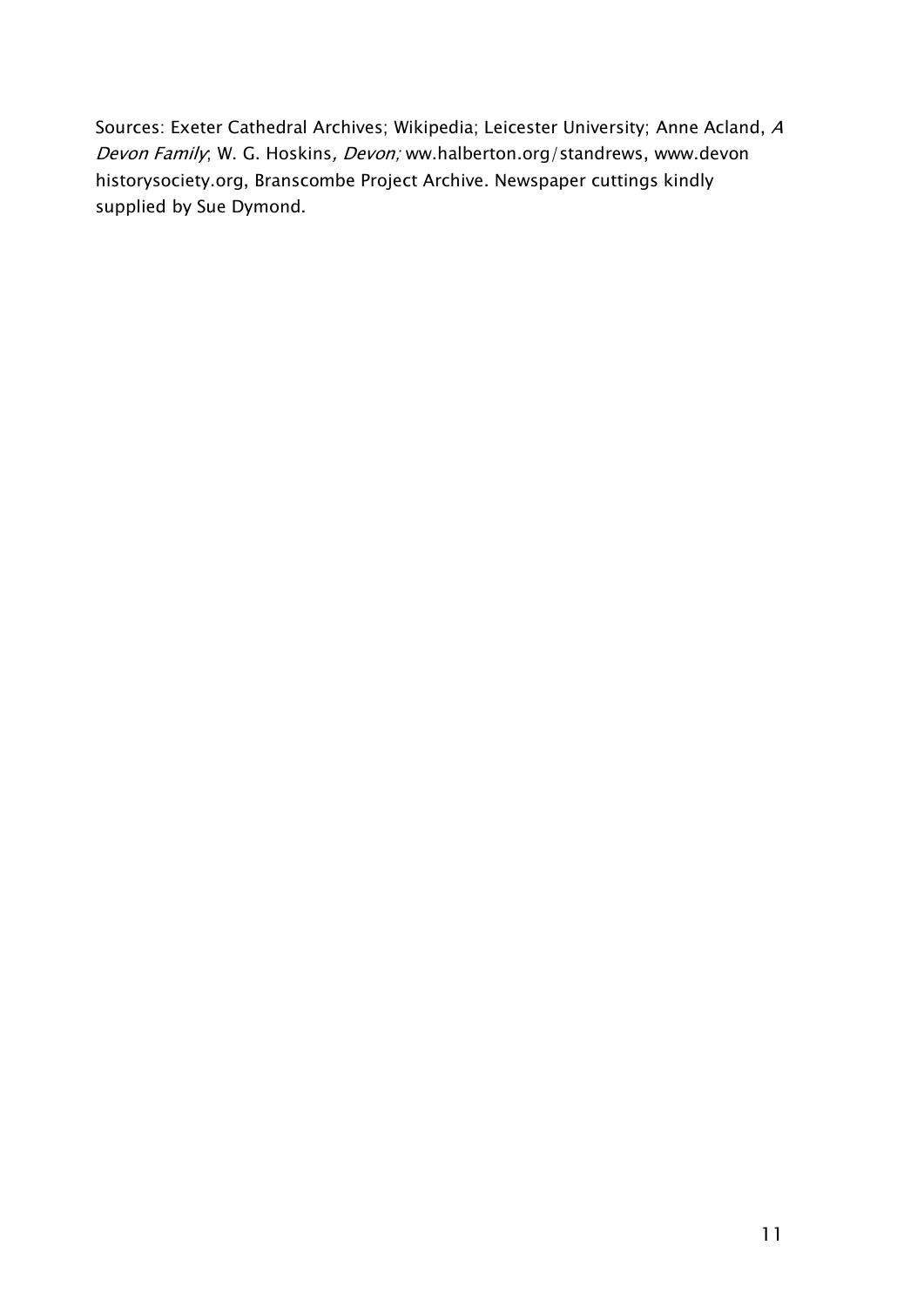Sources: Exeter Cathedral Archives; Wikipedia; Leicester University; Anne Acland, *A Devon Family*; W. G. Hoskins*, Devon;* ww.halberton.org/standrews, www.devon historysociety.org, Branscombe Project Archive. Newspaper cuttings kindly supplied by Sue Dymond.